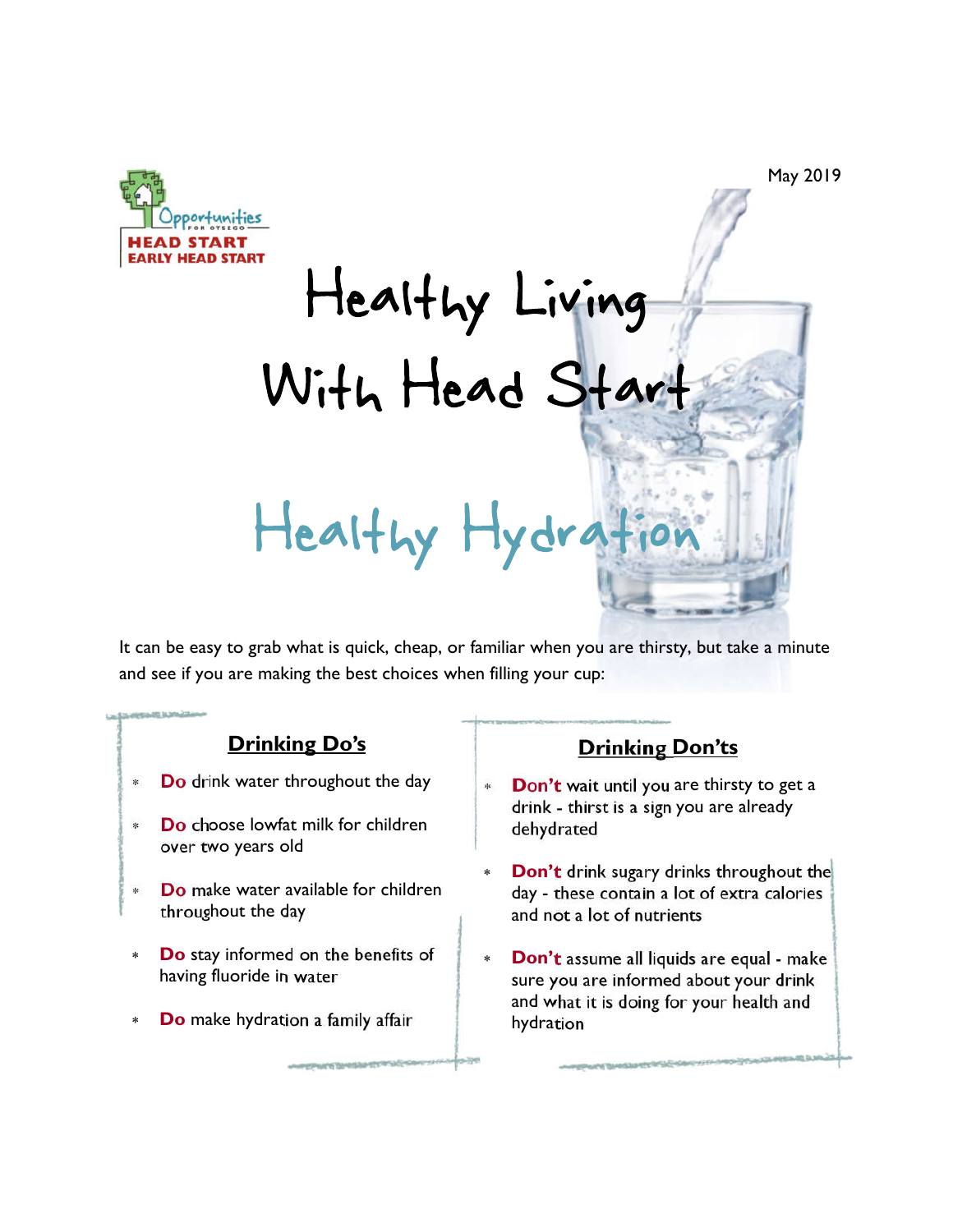May 2019

Opportunities for Otsego
HEAD START
EARLY HEAD START

# Healthy Living With Head Start

## Healthy Hydration

It can be easy to grab what is quick, cheap, or familiar when you are thirsty, but take a minute and see if you are making the best choices when filling your cup:

### Drinking Do's

- **Do** drink water throughout the day
- **Do** choose lowfat milk for children over two years old
- **Do** make water available for children throughout the day
- **Do** stay informed on the benefits of having fluoride in water
- **Do** make hydration a family affair

### Drinking Don'ts

- **Don't** wait until you are thirsty to get a drink - thirst is a sign you are already dehydrated
- **Don't** drink sugary drinks throughout the day - these contain a lot of extra calories and not a lot of nutrients
- **Don't** assume all liquids are equal - make sure you are informed about your drink and what it is doing for your health and hydration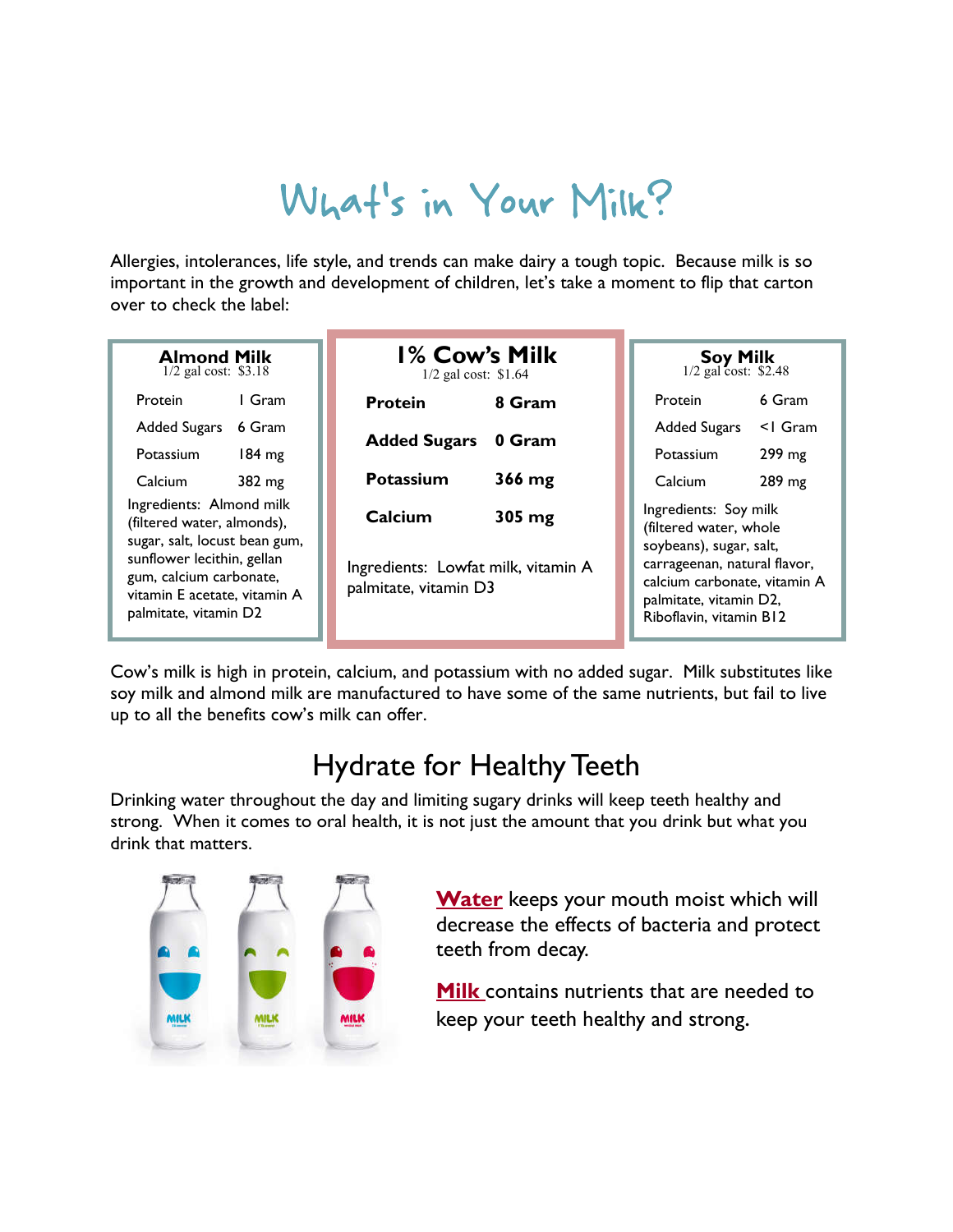# What's in Your Milk?

Allergies, intolerances, life style, and trends can make dairy a tough topic. Because milk is so important in the growth and development of children, let's take a moment to flip that carton over to check the label:

**Almond Milk**
1/2 gal cost: $3.18

| Protein | 1 Gram |
|---|---|
| Added Sugars | 6 Gram |
| Potassium | 184 mg |
| Calcium | 382 mg |

Ingredients: Almond milk (filtered water, almonds), sugar, salt, locust bean gum, sunflower lecithin, gellan gum, calcium carbonate, vitamin E acetate, vitamin A palmitate, vitamin D2

**1% Cow's Milk**
1/2 gal cost: $1.64

| **Protein** | **8 Gram** |
|---|---|
| **Added Sugars** | **0 Gram** |
| **Potassium** | **366 mg** |
| **Calcium** | **305 mg** |

Ingredients: Lowfat milk, vitamin A palmitate, vitamin D3

**Soy Milk**
1/2 gal cost: $2.48

| Protein | 6 Gram |
|---|---|
| Added Sugars | <1 Gram |
| Potassium | 299 mg |
| Calcium | 289 mg |

Ingredients: Soy milk (filtered water, whole soybeans), sugar, salt, carrageenan, natural flavor, calcium carbonate, vitamin A palmitate, vitamin D2, Riboflavin, vitamin B12

Cow's milk is high in protein, calcium, and potassium with no added sugar. Milk substitutes like soy milk and almond milk are manufactured to have some of the same nutrients, but fail to live up to all the benefits cow's milk can offer.

## Hydrate for Healthy Teeth

Drinking water throughout the day and limiting sugary drinks will keep teeth healthy and strong. When it comes to oral health, it is not just the amount that you drink but what you drink that matters.

**Water** keeps your mouth moist which will decrease the effects of bacteria and protect teeth from decay.

**Milk** contains nutrients that are needed to keep your teeth healthy and strong.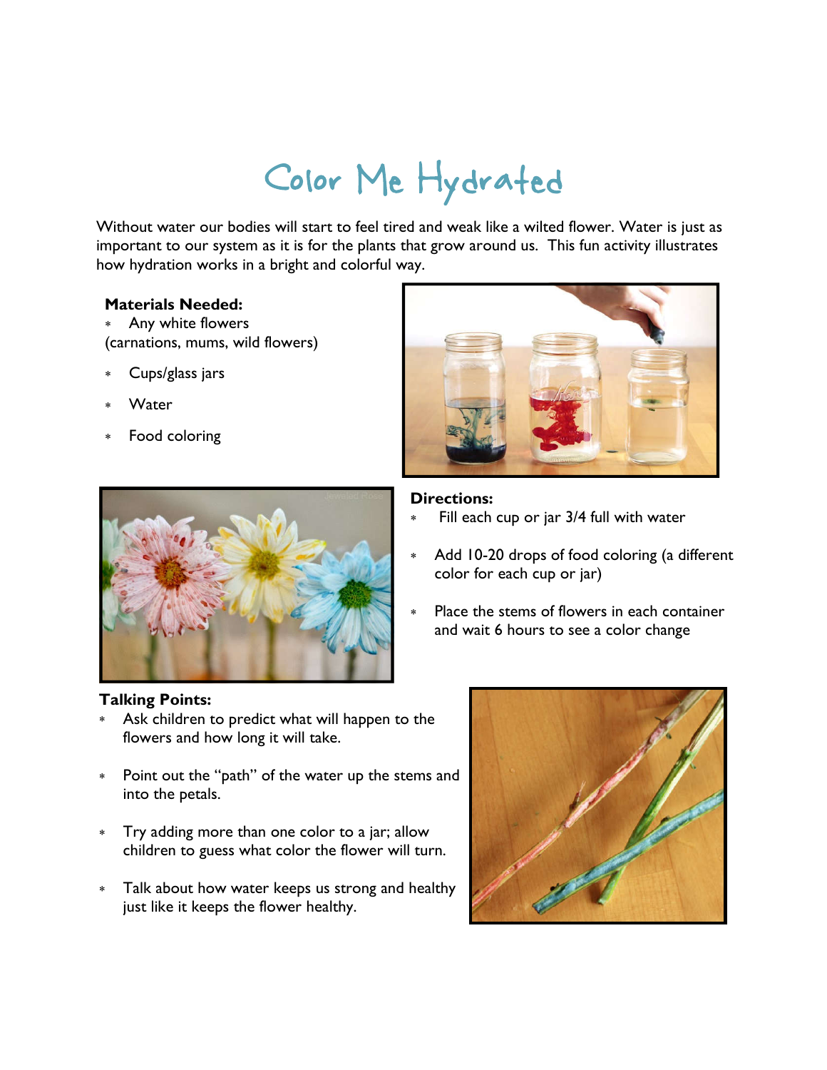# Color Me Hydrated

Without water our bodies will start to feel tired and weak like a wilted flower. Water is just as important to our system as it is for the plants that grow around us. This fun activity illustrates how hydration works in a bright and colorful way.

**Materials Needed:**

- Any white flowers (carnations, mums, wild flowers)
- Cups/glass jars
- Water
- Food coloring

**Directions:**

- Fill each cup or jar 3/4 full with water
- Add 10-20 drops of food coloring (a different color for each cup or jar)
- Place the stems of flowers in each container and wait 6 hours to see a color change

**Talking Points:**

- Ask children to predict what will happen to the flowers and how long it will take.
- Point out the "path" of the water up the stems and into the petals.
- Try adding more than one color to a jar; allow children to guess what color the flower will turn.
- Talk about how water keeps us strong and healthy just like it keeps the flower healthy.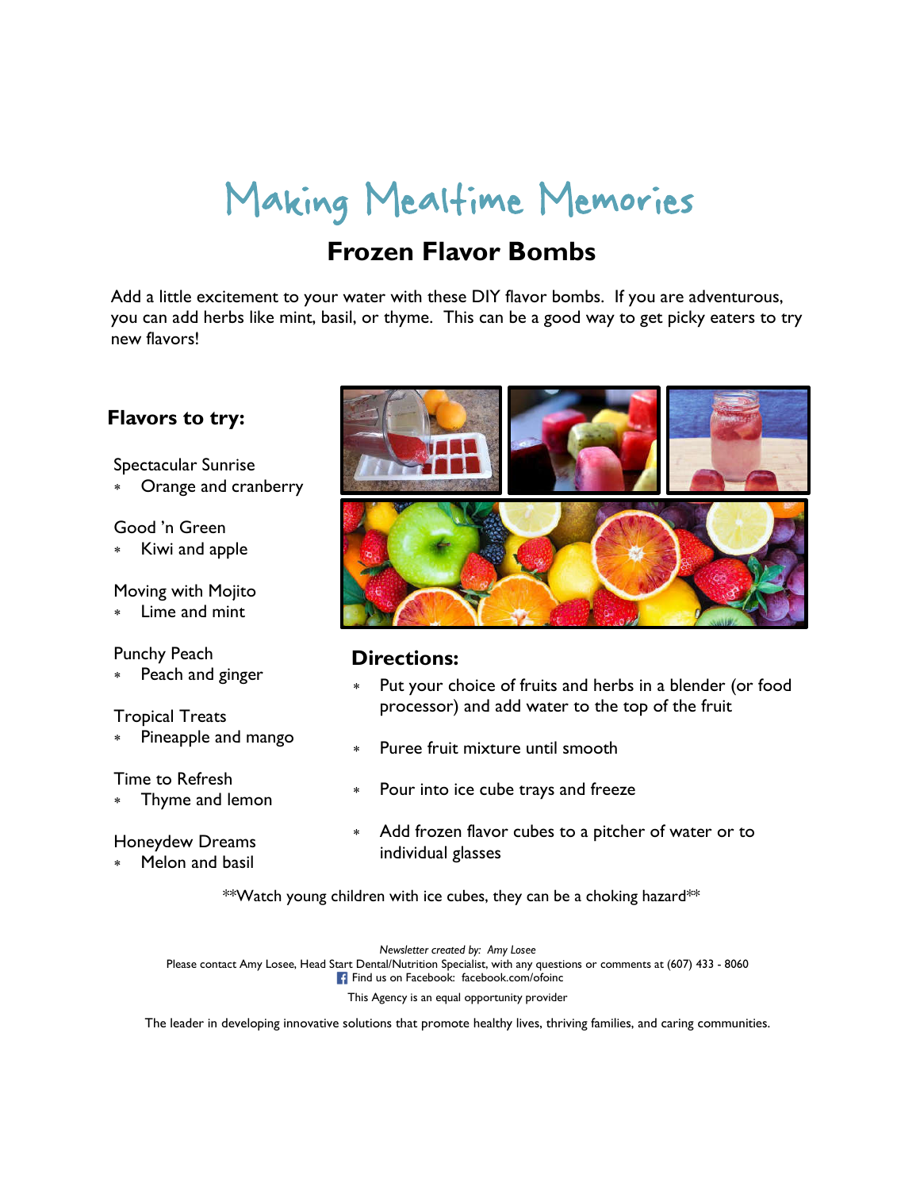# Making Mealtime Memories

## Frozen Flavor Bombs

Add a little excitement to your water with these DIY flavor bombs. If you are adventurous, you can add herbs like mint, basil, or thyme. This can be a good way to get picky eaters to try new flavors!

### Flavors to try:

Spectacular Sunrise

- Orange and cranberry

Good 'n Green

- Kiwi and apple

Moving with Mojito

- Lime and mint

Punchy Peach

- Peach and ginger

Tropical Treats

- Pineapple and mango

Time to Refresh

- Thyme and lemon

Honeydew Dreams

- Melon and basil

### Directions:

- Put your choice of fruits and herbs in a blender (or food processor) and add water to the top of the fruit
- Puree fruit mixture until smooth
- Pour into ice cube trays and freeze
- Add frozen flavor cubes to a pitcher of water or to individual glasses

**Watch young children with ice cubes, they can be a choking hazard**

*Newsletter created by: Amy Losee*

Please contact Amy Losee, Head Start Dental/Nutrition Specialist, with any questions or comments at (607) 433 - 8060

Find us on Facebook: facebook.com/ofoinc

This Agency is an equal opportunity provider

The leader in developing innovative solutions that promote healthy lives, thriving families, and caring communities.